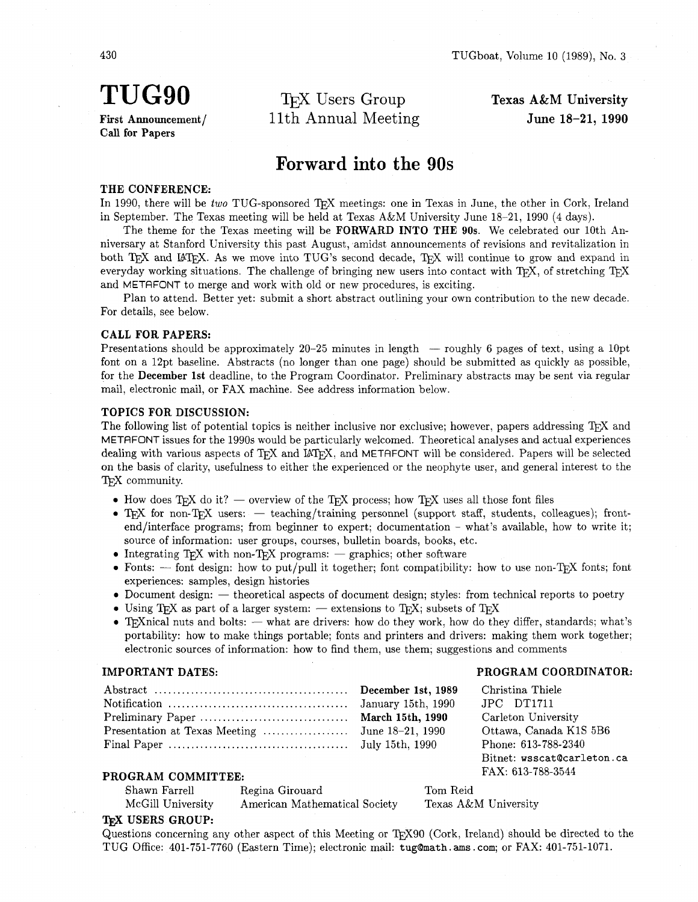# TUG90

**First Announcement/ Call for Papers**

TeX Users Group
11th Annual Meeting

**Texas A&M University**
**June 18–21, 1990**

## Forward into the 90s

### THE CONFERENCE:

In 1990, there will be *two* TUG-sponsored TeX meetings: one in Texas in June, the other in Cork, Ireland in September. The Texas meeting will be held at Texas A&M University June 18–21, 1990 (4 days).

The theme for the Texas meeting will be **FORWARD INTO THE 90s**. We celebrated our 10th Anniversary at Stanford University this past August, amidst announcements of revisions and revitalization in both TeX and LaTeX. As we move into TUG's second decade, TeX will continue to grow and expand in everyday working situations. The challenge of bringing new users into contact with TeX, of stretching TeX and METAFONT to merge and work with old or new procedures, is exciting.

Plan to attend. Better yet: submit a short abstract outlining your own contribution to the new decade. For details, see below.

### CALL FOR PAPERS:

Presentations should be approximately 20–25 minutes in length — roughly 6 pages of text, using a 10pt font on a 12pt baseline. Abstracts (no longer than one page) should be submitted as quickly as possible, for the **December 1st** deadline, to the Program Coordinator. Preliminary abstracts may be sent via regular mail, electronic mail, or FAX machine. See address information below.

### TOPICS FOR DISCUSSION:

The following list of potential topics is neither inclusive nor exclusive; however, papers addressing TeX and METAFONT issues for the 1990s would be particularly welcomed. Theoretical analyses and actual experiences dealing with various aspects of TeX and LaTeX, and METAFONT will be considered. Papers will be selected on the basis of clarity, usefulness to either the experienced or the neophyte user, and general interest to the TeX community.

- How does TeX do it? — overview of the TeX process; how TeX uses all those font files
- TeX for non-TeX users: — teaching/training personnel (support staff, students, colleagues); front-end/interface programs; from beginner to expert; documentation - what's available, how to write it; source of information: user groups, courses, bulletin boards, books, etc.
- Integrating TeX with non-TeX programs: — graphics; other software
- Fonts: — font design: how to put/pull it together; font compatibility: how to use non-TeX fonts; font experiences: samples, design histories
- Document design: — theoretical aspects of document design; styles: from technical reports to poetry
- Using TeX as part of a larger system: — extensions to TeX; subsets of TeX
- TeXnical nuts and bolts: — what are drivers: how do they work, how do they differ, standards; what's portability: how to make things portable; fonts and printers and drivers: making them work together; electronic sources of information: how to find them, use them; suggestions and comments

### IMPORTANT DATES:

| | |
|---|---|
| Abstract | **December 1st, 1989** |
| Notification | January 15th, 1990 |
| Preliminary Paper | **March 15th, 1990** |
| Presentation at Texas Meeting | June 18–21, 1990 |
| Final Paper | July 15th, 1990 |

### PROGRAM COORDINATOR:

Christina Thiele
JPC DT1711
Carleton University
Ottawa, Canada K1S 5B6
Phone: 613-788-2340
Bitnet: wsscat@carleton.ca
FAX: 613-788-3544

### PROGRAM COMMITTEE:

| | | |
|---|---|---|
| Shawn Farrell | Regina Girouard | Tom Reid |
| McGill University | American Mathematical Society | Texas A&M University |

### TeX USERS GROUP:

Questions concerning any other aspect of this Meeting or TeX90 (Cork, Ireland) should be directed to the TUG Office: 401-751-7760 (Eastern Time); electronic mail: tug@math.ams.com; or FAX: 401-751-1071.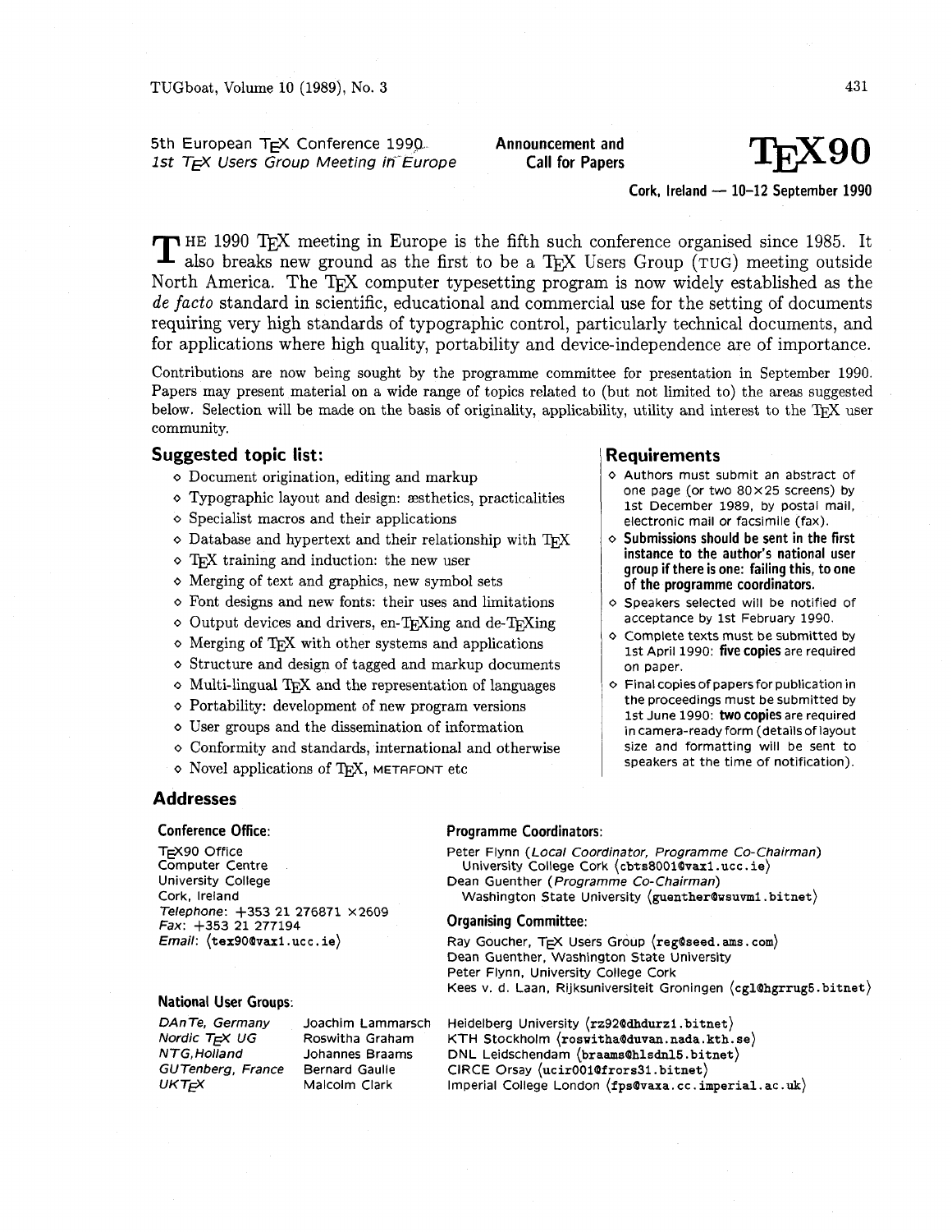5th European TEX Conference 1990
*1st TEX Users Group Meeting in Europe*

**Announcement and Call for Papers**

# TEX90

**Cork, Ireland — 10–12 September 1990**

THE 1990 TEX meeting in Europe is the fifth such conference organised since 1985. It also breaks new ground as the first to be a TEX Users Group (TUG) meeting outside North America. The TEX computer typesetting program is now widely established as the *de facto* standard in scientific, educational and commercial use for the setting of documents requiring very high standards of typographic control, particularly technical documents, and for applications where high quality, portability and device-independence are of importance.

Contributions are now being sought by the programme committee for presentation in September 1990. Papers may present material on a wide range of topics related to (but not limited to) the areas suggested below. Selection will be made on the basis of originality, applicability, utility and interest to the TEX user community.

## Suggested topic list:

- Document origination, editing and markup
- Typographic layout and design: æsthetics, practicalities
- Specialist macros and their applications
- Database and hypertext and their relationship with TEX
- TEX training and induction: the new user
- Merging of text and graphics, new symbol sets
- Font designs and new fonts: their uses and limitations
- Output devices and drivers, en-TEXing and de-TEXing
- Merging of TEX with other systems and applications
- Structure and design of tagged and markup documents
- Multi-lingual TEX and the representation of languages
- Portability: development of new program versions
- User groups and the dissemination of information
- Conformity and standards, international and otherwise
- Novel applications of TEX, METAFONT etc

## Requirements

- Authors must submit an abstract of one page (or two 80×25 screens) by 1st December 1989, by postal mail, electronic mail or facsimile (fax).
- **Submissions should be sent in the first instance to the author's national user group if there is one: failing this, to one of the programme coordinators.**
- Speakers selected will be notified of acceptance by 1st February 1990.
- Complete texts must be submitted by 1st April 1990: **five copies** are required on paper.
- Final copies of papers for publication in the proceedings must be submitted by 1st June 1990: **two copies** are required in camera-ready form (details of layout size and formatting will be sent to speakers at the time of notification).

## Addresses

### Conference Office:

TEX90 Office
Computer Centre
University College
Cork, Ireland
*Telephone*: +353 21 276871 ×2609
*Fax*: +353 21 277194
*Email*: ⟨tex90@vax1.ucc.ie⟩

### Programme Coordinators:

Peter Flynn (*Local Coordinator, Programme Co-Chairman*)
University College Cork ⟨cbts8001@vax1.ucc.ie⟩
Dean Guenther (*Programme Co-Chairman*)
Washington State University ⟨guenther@wsuvm1.bitnet⟩

### Organising Committee:

Ray Goucher, TEX Users Group ⟨reg@seed.ams.com⟩
Dean Guenther, Washington State University
Peter Flynn, University College Cork
Kees v. d. Laan, Rijksuniversiteit Groningen ⟨cgl@hgrrug5.bitnet⟩

### National User Groups:

| | | |
|---|---|---|
| *DAnTe, Germany* | Joachim Lammarsch | Heidelberg University ⟨rz92@dhdurz1.bitnet⟩ |
| *Nordic TEX UG* | Roswitha Graham | KTH Stockholm ⟨roswitha@duvan.nada.kth.se⟩ |
| *NTG, Holland* | Johannes Braams | DNL Leidschendam ⟨braams@hlsdnl5.bitnet⟩ |
| *GUTenberg, France* | Bernard Gaulle | CIRCE Orsay ⟨ucir001@frors31.bitnet⟩ |
| *UKTEX* | Malcolm Clark | Imperial College London ⟨fps@vaxa.cc.imperial.ac.uk⟩ |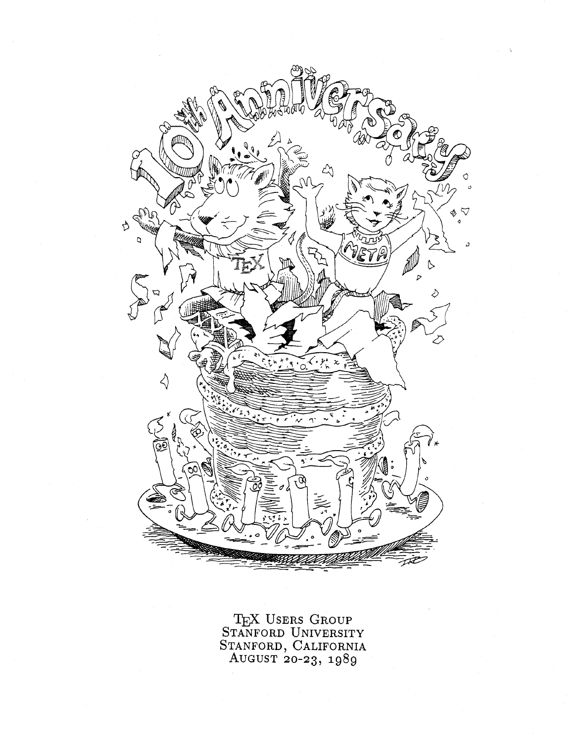TEX USERS GROUP
STANFORD UNIVERSITY
STANFORD, CALIFORNIA
AUGUST 20-23, 1989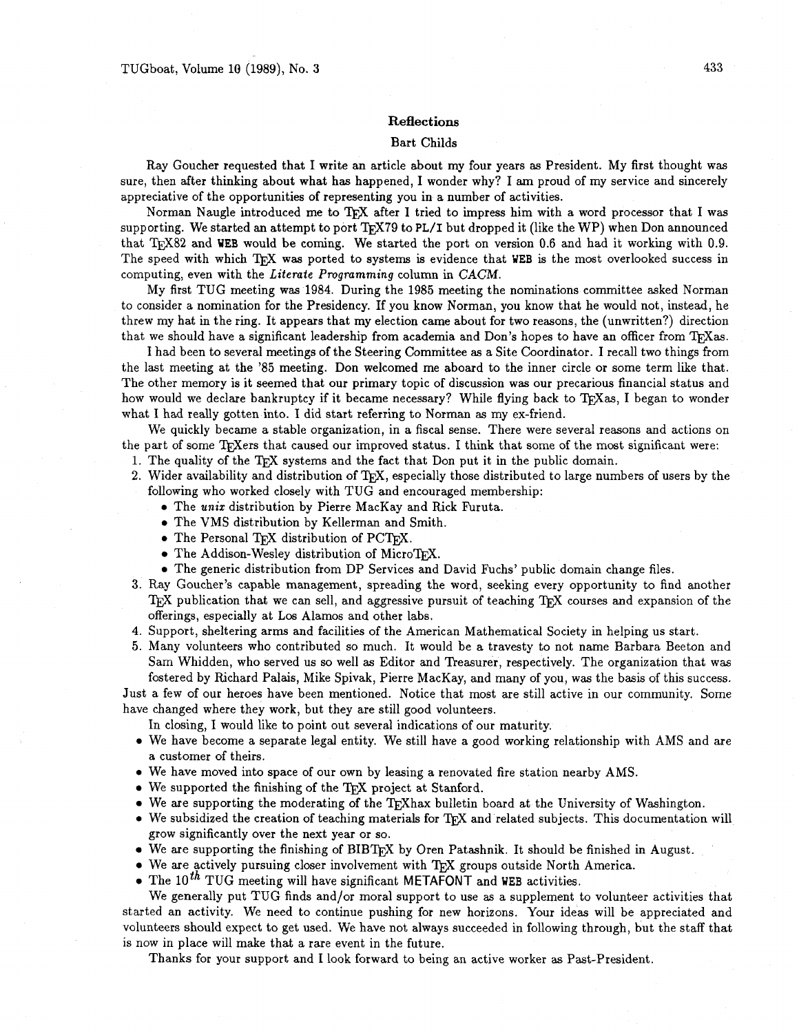## Reflections

Bart Childs

Ray Goucher requested that I write an article about my four years as President. My first thought was sure, then after thinking about what has happened, I wonder why? I am proud of my service and sincerely appreciative of the opportunities of representing you in a number of activities.

Norman Naugle introduced me to TeX after I tried to impress him with a word processor that I was supporting. We started an attempt to port TeX79 to PL/I but dropped it (like the WP) when Don announced that TeX82 and WEB would be coming. We started the port on version 0.6 and had it working with 0.9. The speed with which TeX was ported to systems is evidence that WEB is the most overlooked success in computing, even with the *Literate Programming* column in *CACM*.

My first TUG meeting was 1984. During the 1985 meeting the nominations committee asked Norman to consider a nomination for the Presidency. If you know Norman, you know that he would not, instead, he threw my hat in the ring. It appears that my election came about for two reasons, the (unwritten?) direction that we should have a significant leadership from academia and Don's hopes to have an officer from TeXas.

I had been to several meetings of the Steering Committee as a Site Coordinator. I recall two things from the last meeting at the '85 meeting. Don welcomed me aboard to the inner circle or some term like that. The other memory is it seemed that our primary topic of discussion was our precarious financial status and how would we declare bankruptcy if it became necessary? While flying back to TeXas, I began to wonder what I had really gotten into. I did start referring to Norman as my ex-friend.

We quickly became a stable organization, in a fiscal sense. There were several reasons and actions on the part of some TeXers that caused our improved status. I think that some of the most significant were:

1. The quality of the TeX systems and the fact that Don put it in the public domain.
2. Wider availability and distribution of TeX, especially those distributed to large numbers of users by the following who worked closely with TUG and encouraged membership:
   - The *unix* distribution by Pierre MacKay and Rick Furuta.
   - The VMS distribution by Kellerman and Smith.
   - The Personal TeX distribution of PCTeX.
   - The Addison-Wesley distribution of MicroTeX.
   - The generic distribution from DP Services and David Fuchs' public domain change files.
3. Ray Goucher's capable management, spreading the word, seeking every opportunity to find another TeX publication that we can sell, and aggressive pursuit of teaching TeX courses and expansion of the offerings, especially at Los Alamos and other labs.
4. Support, sheltering arms and facilities of the American Mathematical Society in helping us start.
5. Many volunteers who contributed so much. It would be a travesty to not name Barbara Beeton and Sam Whidden, who served us so well as Editor and Treasurer, respectively. The organization that was fostered by Richard Palais, Mike Spivak, Pierre MacKay, and many of you, was the basis of this success.

Just a few of our heroes have been mentioned. Notice that most are still active in our community. Some have changed where they work, but they are still good volunteers.

In closing, I would like to point out several indications of our maturity.

- We have become a separate legal entity. We still have a good working relationship with AMS and are a customer of theirs.
- We have moved into space of our own by leasing a renovated fire station nearby AMS.
- We supported the finishing of the TeX project at Stanford.
- We are supporting the moderating of the TeXhax bulletin board at the University of Washington.
- We subsidized the creation of teaching materials for TeX and related subjects. This documentation will grow significantly over the next year or so.
- We are supporting the finishing of BIBTeX by Oren Patashnik. It should be finished in August.
- We are actively pursuing closer involvement with TeX groups outside North America.
- The $10^{th}$ TUG meeting will have significant METAFONT and WEB activities.

We generally put TUG finds and/or moral support to use as a supplement to volunteer activities that started an activity. We need to continue pushing for new horizons. Your ideas will be appreciated and volunteers should expect to get used. We have not always succeeded in following through, but the staff that is now in place will make that a rare event in the future.

Thanks for your support and I look forward to being an active worker as Past-President.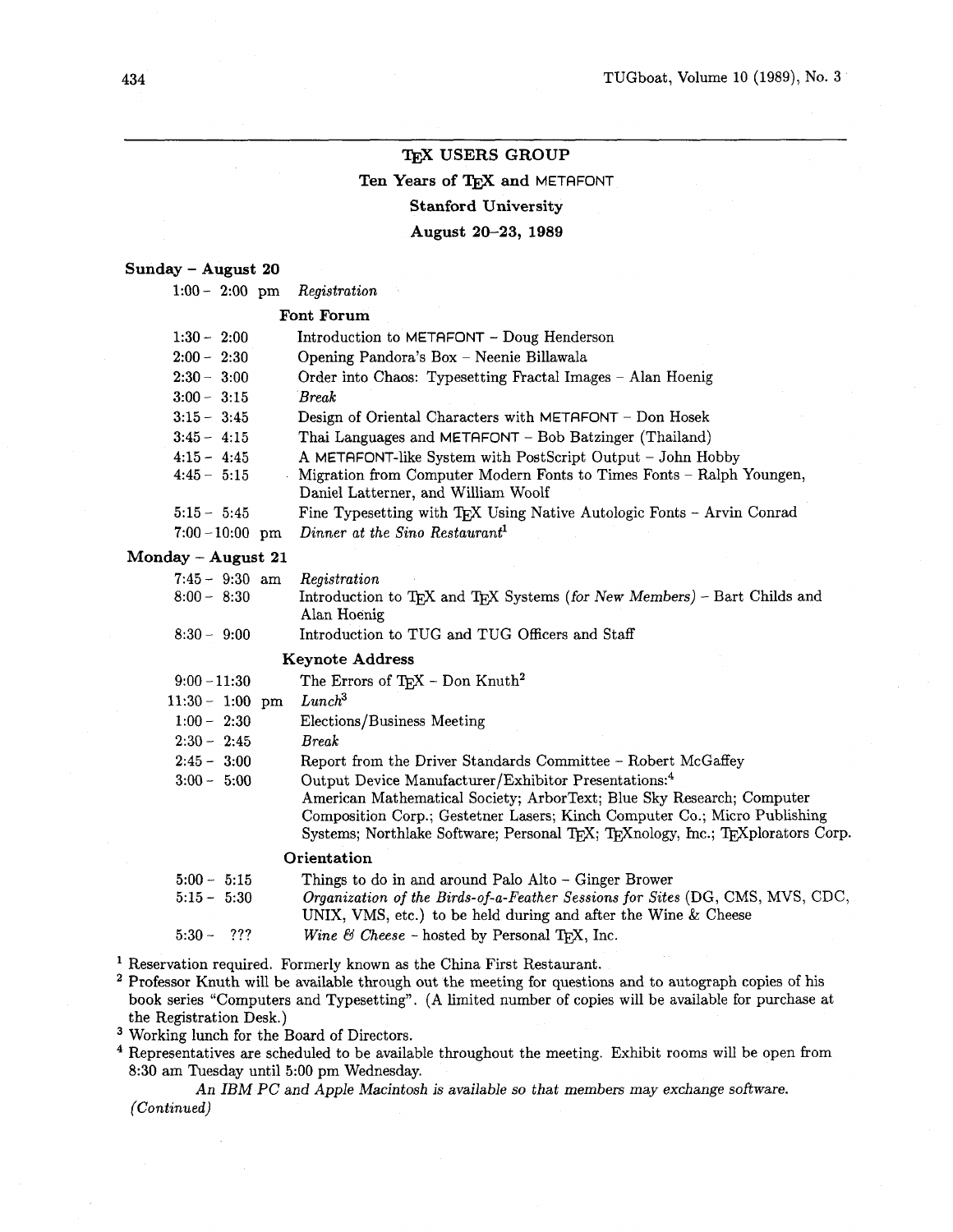# TEX USERS GROUP

## Ten Years of TEX and METAFONT

## Stanford University

## August 20–23, 1989

### Sunday – August 20

| | |
|---|---|
| 1:00 – 2:00 pm | *Registration* |
| | **Font Forum** |
| 1:30 – 2:00 | Introduction to METAFONT – Doug Henderson |
| 2:00 – 2:30 | Opening Pandora's Box – Neenie Billawala |
| 2:30 – 3:00 | Order into Chaos: Typesetting Fractal Images – Alan Hoenig |
| 3:00 – 3:15 | *Break* |
| 3:15 – 3:45 | Design of Oriental Characters with METAFONT – Don Hosek |
| 3:45 – 4:15 | Thai Languages and METAFONT – Bob Batzinger (Thailand) |
| 4:15 – 4:45 | A METAFONT-like System with PostScript Output – John Hobby |
| 4:45 – 5:15 | Migration from Computer Modern Fonts to Times Fonts – Ralph Youngen, Daniel Latterner, and William Woolf |
| 5:15 – 5:45 | Fine Typesetting with TEX Using Native Autologic Fonts – Arvin Conrad |
| 7:00 – 10:00 pm | *Dinner at the Sino Restaurant*[1] |

### Monday – August 21

| | |
|---|---|
| 7:45 – 9:30 am | *Registration* |
| 8:00 – 8:30 | Introduction to TEX and TEX Systems (*for New Members*) – Bart Childs and Alan Hoenig |
| 8:30 – 9:00 | Introduction to TUG and TUG Officers and Staff |
| | **Keynote Address** |
| 9:00 – 11:30 | The Errors of TEX – Don Knuth[2] |
| 11:30 – 1:00 pm | *Lunch*[3] |
| 1:00 – 2:30 | Elections/Business Meeting |
| 2:30 – 2:45 | *Break* |
| 2:45 – 3:00 | Report from the Driver Standards Committee – Robert McGaffey |
| 3:00 – 5:00 | Output Device Manufacturer/Exhibitor Presentations:[4] American Mathematical Society; ArborText; Blue Sky Research; Computer Composition Corp.; Gestetner Lasers; Kinch Computer Co.; Micro Publishing Systems; Northlake Software; Personal TEX; TEXnology, Inc.; TEXplorators Corp. |
| | **Orientation** |
| 5:00 – 5:15 | Things to do in and around Palo Alto – Ginger Brower |
| 5:15 – 5:30 | *Organization of the Birds-of-a-Feather Sessions for Sites* (DG, CMS, MVS, CDC, UNIX, VMS, etc.) to be held during and after the Wine & Cheese |
| 5:30 – ??? | *Wine & Cheese* – hosted by Personal TEX, Inc. |

[1] Reservation required. Formerly known as the China First Restaurant.

[2] Professor Knuth will be available through out the meeting for questions and to autograph copies of his book series "Computers and Typesetting". (A limited number of copies will be available for purchase at the Registration Desk.)

[3] Working lunch for the Board of Directors.

[4] Representatives are scheduled to be available throughout the meeting. Exhibit rooms will be open from 8:30 am Tuesday until 5:00 pm Wednesday.

*An IBM PC and Apple Macintosh is available so that members may exchange software.*

*(Continued)*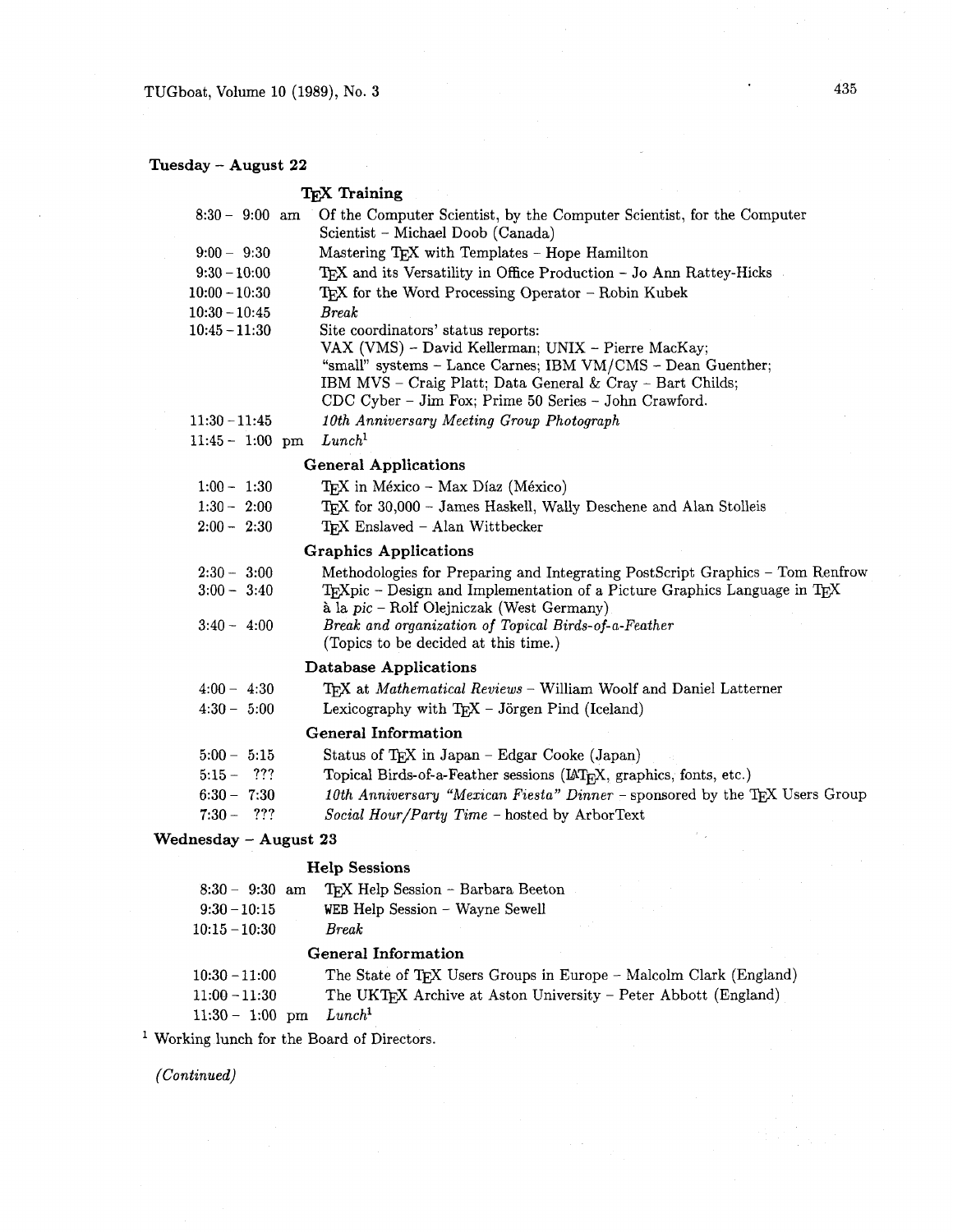### Tuesday – August 22

| | |
|---|---|
| | **TeX Training** |
| 8:30 – 9:00 am | Of the Computer Scientist, by the Computer Scientist, for the Computer Scientist – Michael Doob (Canada) |
| 9:00 – 9:30 | Mastering TeX with Templates – Hope Hamilton |
| 9:30 – 10:00 | TeX and its Versatility in Office Production – Jo Ann Rattey-Hicks |
| 10:00 – 10:30 | TeX for the Word Processing Operator – Robin Kubek |
| 10:30 – 10:45 | *Break* |
| 10:45 – 11:30 | Site coordinators' status reports: VAX (VMS) – David Kellerman; UNIX – Pierre MacKay; "small" systems – Lance Carnes; IBM VM/CMS – Dean Guenther; IBM MVS – Craig Platt; Data General & Cray – Bart Childs; CDC Cyber – Jim Fox; Prime 50 Series – John Crawford. |
| 11:30 – 11:45 | *10th Anniversary Meeting Group Photograph* |
| 11:45 – 1:00 pm | *Lunch*[1] |
| | **General Applications** |
| 1:00 – 1:30 | TeX in México – Max Díaz (México) |
| 1:30 – 2:00 | TeX for 30,000 – James Haskell, Wally Deschene and Alan Stolleis |
| 2:00 – 2:30 | TeX Enslaved – Alan Wittbecker |
| | **Graphics Applications** |
| 2:30 – 3:00 | Methodologies for Preparing and Integrating PostScript Graphics – Tom Renfrow |
| 3:00 – 3:40 | TeXpic – Design and Implementation of a Picture Graphics Language in TeX à la *pic* – Rolf Olejniczak (West Germany) |
| 3:40 – 4:00 | *Break and organization of Topical Birds-of-a-Feather* (Topics to be decided at this time.) |
| | **Database Applications** |
| 4:00 – 4:30 | TeX at *Mathematical Reviews* – William Woolf and Daniel Latterner |
| 4:30 – 5:00 | Lexicography with TeX – Jörgen Pind (Iceland) |
| | **General Information** |
| 5:00 – 5:15 | Status of TeX in Japan – Edgar Cooke (Japan) |
| 5:15 – ??? | Topical Birds-of-a-Feather sessions (LaTeX, graphics, fonts, etc.) |
| 6:30 – 7:30 | *10th Anniversary "Mexican Fiesta" Dinner* – sponsored by the TeX Users Group |
| 7:30 – ??? | *Social Hour/Party Time* – hosted by ArborText |

### Wednesday – August 23

| | |
|---|---|
| | **Help Sessions** |
| 8:30 – 9:30 am | TeX Help Session – Barbara Beeton |
| 9:30 – 10:15 | WEB Help Session – Wayne Sewell |
| 10:15 – 10:30 | *Break* |
| | **General Information** |
| 10:30 – 11:00 | The State of TeX Users Groups in Europe – Malcolm Clark (England) |
| 11:00 – 11:30 | The UKTeX Archive at Aston University – Peter Abbott (England) |
| 11:30 – 1:00 pm | *Lunch*[1] |

[1] Working lunch for the Board of Directors.

*(Continued)*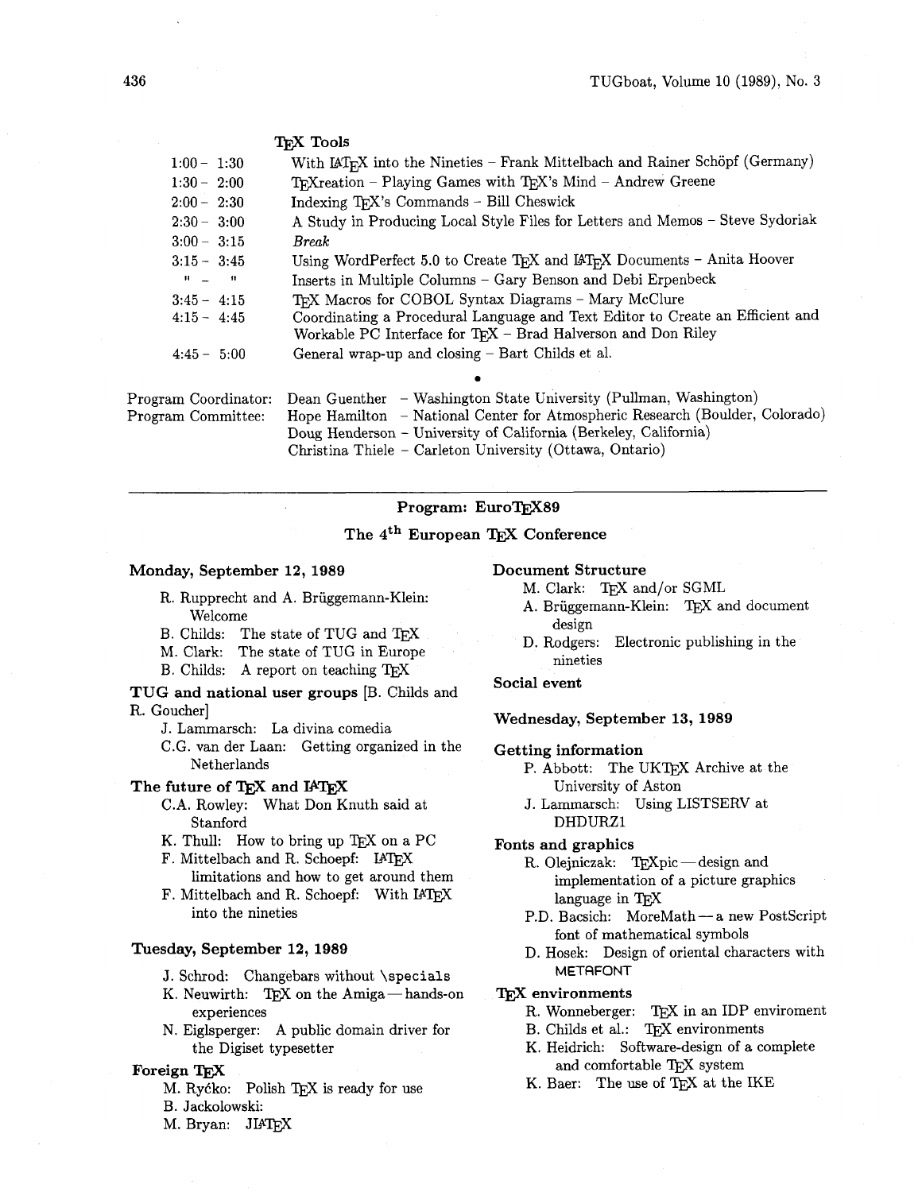### TeX Tools

| | |
|---|---|
| 1:00 – 1:30 | With LaTeX into the Nineties – Frank Mittelbach and Rainer Schöpf (Germany) |
| 1:30 – 2:00 | TeXreation – Playing Games with TeX's Mind – Andrew Greene |
| 2:00 – 2:30 | Indexing TeX's Commands – Bill Cheswick |
| 2:30 – 3:00 | A Study in Producing Local Style Files for Letters and Memos – Steve Sydoriak |
| 3:00 – 3:15 | *Break* |
| 3:15 – 3:45 | Using WordPerfect 5.0 to Create TeX and LaTeX Documents – Anita Hoover |
| " – " | Inserts in Multiple Columns – Gary Benson and Debi Erpenbeck |
| 3:45 – 4:15 | TeX Macros for COBOL Syntax Diagrams – Mary McClure |
| 4:15 – 4:45 | Coordinating a Procedural Language and Text Editor to Create an Efficient and Workable PC Interface for TeX – Brad Halverson and Don Riley |
| 4:45 – 5:00 | General wrap-up and closing – Bart Childs et al. |

•

| | |
|---|---|
| Program Coordinator: | Dean Guenther – Washington State University (Pullman, Washington) |
| Program Committee: | Hope Hamilton – National Center for Atmospheric Research (Boulder, Colorado) |
| | Doug Henderson – University of California (Berkeley, California) |
| | Christina Thiele – Carleton University (Ottawa, Ontario) |

---

## Program: EuroTeX89

### The 4th European TeX Conference

**Monday, September 12, 1989**

- R. Rupprecht and A. Brüggemann-Klein: Welcome
- B. Childs: The state of TUG and TeX
- M. Clark: The state of TUG in Europe
- B. Childs: A report on teaching TeX

**TUG and national user groups** [B. Childs and R. Goucher]

- J. Lammarsch: La divina comedia
- C.G. van der Laan: Getting organized in the Netherlands

**The future of TeX and LaTeX**

- C.A. Rowley: What Don Knuth said at Stanford
- K. Thull: How to bring up TeX on a PC
- F. Mittelbach and R. Schoepf: LaTeX limitations and how to get around them
- F. Mittelbach and R. Schoepf: With LaTeX into the nineties

**Tuesday, September 12, 1989**

- J. Schrod: Changebars without `\specials`
- K. Neuwirth: TeX on the Amiga — hands-on experiences
- N. Eiglsperger: A public domain driver for the Digiset typesetter

**Foreign TeX**

- M. Ryćko: Polish TeX is ready for use
- B. Jackolowski:
- M. Bryan: JLaTeX

**Document Structure**

- M. Clark: TeX and/or SGML
- A. Brüggemann-Klein: TeX and document design
- D. Rodgers: Electronic publishing in the nineties

**Social event**

**Wednesday, September 13, 1989**

**Getting information**

- P. Abbott: The UKTeX Archive at the University of Aston
- J. Lammarsch: Using LISTSERV at DHDURZ1

**Fonts and graphics**

- R. Olejniczak: TeXpic — design and implementation of a picture graphics language in TeX
- P.D. Bacsich: MoreMath — a new PostScript font of mathematical symbols
- D. Hosek: Design of oriental characters with METAFONT

**TeX environments**

- R. Wonneberger: TeX in an IDP enviroment
- B. Childs et al.: TeX environments
- K. Heidrich: Software-design of a complete and comfortable TeX system
- K. Baer: The use of TeX at the IKE